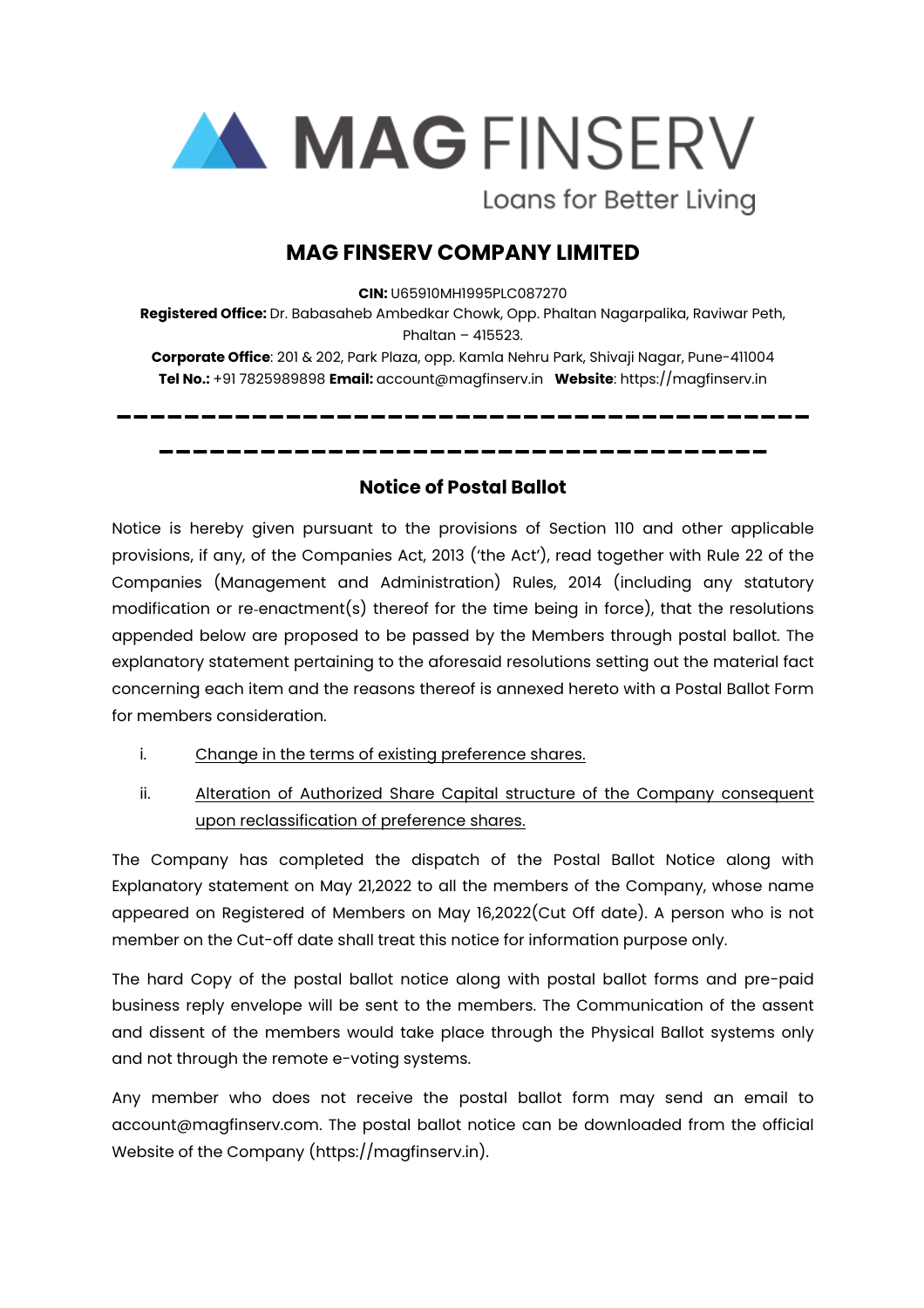# MAG FINSERV

Loans for Better Living

## MAG FINSERV COMPANY LIMITED

**CIN:** U65910MH1995PLC087270
**Registered Office:** Dr. Babasaheb Ambedkar Chowk, Opp. Phaltan Nagarpalika, Raviwar Peth, Phaltan – 415523.
**Corporate Office**: 201 & 202, Park Plaza, opp. Kamla Nehru Park, Shivaji Nagar, Pune-411004
**Tel No.:** +91 7825989898 **Email:** account@magfinserv.in **Website**: https://magfinserv.in

---

### Notice of Postal Ballot

Notice is hereby given pursuant to the provisions of Section 110 and other applicable provisions, if any, of the Companies Act, 2013 ('the Act'), read together with Rule 22 of the Companies (Management and Administration) Rules, 2014 (including any statutory modification or re-enactment(s) thereof for the time being in force), that the resolutions appended below are proposed to be passed by the Members through postal ballot. The explanatory statement pertaining to the aforesaid resolutions setting out the material fact concerning each item and the reasons thereof is annexed hereto with a Postal Ballot Form for members consideration.

i. Change in the terms of existing preference shares.

ii. Alteration of Authorized Share Capital structure of the Company consequent upon reclassification of preference shares.

The Company has completed the dispatch of the Postal Ballot Notice along with Explanatory statement on May 21,2022 to all the members of the Company, whose name appeared on Registered of Members on May 16,2022(Cut Off date). A person who is not member on the Cut-off date shall treat this notice for information purpose only.

The hard Copy of the postal ballot notice along with postal ballot forms and pre-paid business reply envelope will be sent to the members. The Communication of the assent and dissent of the members would take place through the Physical Ballot systems only and not through the remote e-voting systems.

Any member who does not receive the postal ballot form may send an email to account@magfinserv.com. The postal ballot notice can be downloaded from the official Website of the Company (https://magfinserv.in).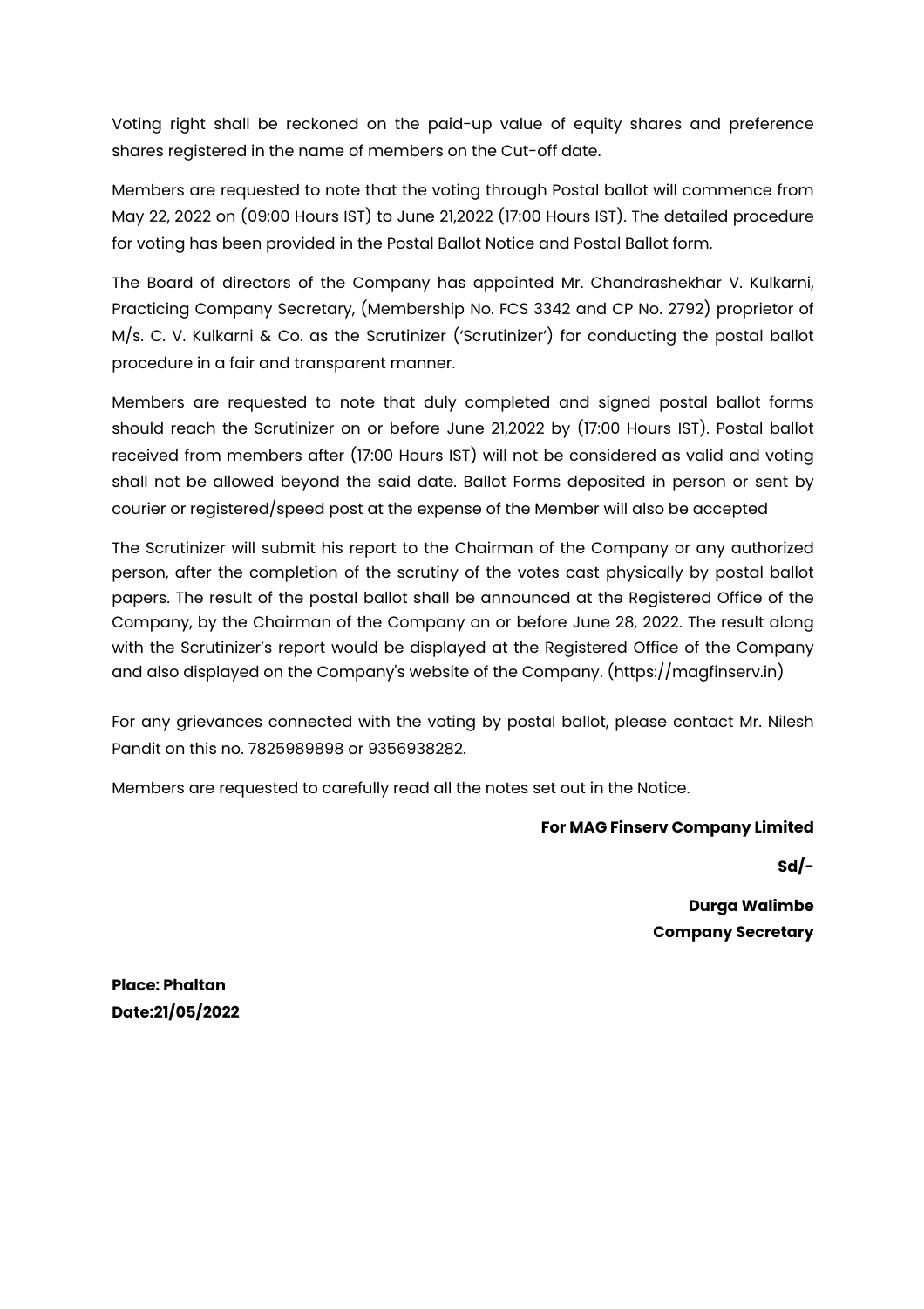Voting right shall be reckoned on the paid-up value of equity shares and preference shares registered in the name of members on the Cut-off date.

Members are requested to note that the voting through Postal ballot will commence from May 22, 2022 on (09:00 Hours IST) to June 21,2022 (17:00 Hours IST). The detailed procedure for voting has been provided in the Postal Ballot Notice and Postal Ballot form.

The Board of directors of the Company has appointed Mr. Chandrashekhar V. Kulkarni, Practicing Company Secretary, (Membership No. FCS 3342 and CP No. 2792) proprietor of M/s. C. V. Kulkarni & Co. as the Scrutinizer ('Scrutinizer') for conducting the postal ballot procedure in a fair and transparent manner.

Members are requested to note that duly completed and signed postal ballot forms should reach the Scrutinizer on or before June 21,2022 by (17:00 Hours IST). Postal ballot received from members after (17:00 Hours IST) will not be considered as valid and voting shall not be allowed beyond the said date. Ballot Forms deposited in person or sent by courier or registered/speed post at the expense of the Member will also be accepted

The Scrutinizer will submit his report to the Chairman of the Company or any authorized person, after the completion of the scrutiny of the votes cast physically by postal ballot papers. The result of the postal ballot shall be announced at the Registered Office of the Company, by the Chairman of the Company on or before June 28, 2022. The result along with the Scrutinizer's report would be displayed at the Registered Office of the Company and also displayed on the Company's website of the Company. (https://magfinserv.in)

For any grievances connected with the voting by postal ballot, please contact Mr. Nilesh Pandit on this no. 7825989898 or 9356938282.

Members are requested to carefully read all the notes set out in the Notice.

**For MAG Finserv Company Limited**

**Sd/-**

**Durga Walimbe**
**Company Secretary**

**Place: Phaltan**
**Date:21/05/2022**